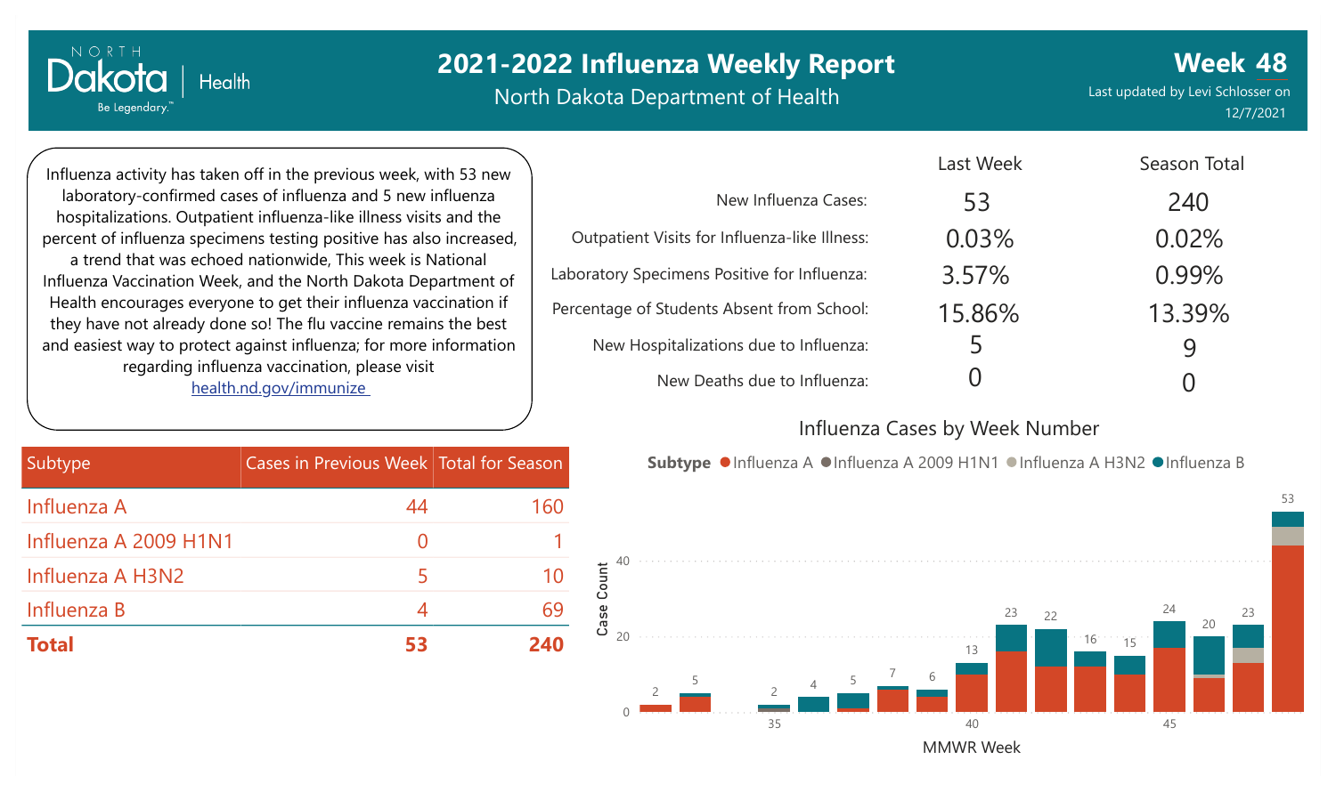# 2021-2022 Influenza Weekly Report

North Dakota Department of Health

**Week 48**

Last updated by Levi Schlosser on 12/7/2021

Influenza activity has taken off in the previous week, with 53 new laboratory-confirmed cases of influenza and 5 new influenza hospitalizations. Outpatient influenza-like illness visits and the percent of influenza specimens testing positive has also increased, a trend that was echoed nationwide, This week is National Influenza Vaccination Week, and the North Dakota Department of Health encourages everyone to get their influenza vaccination if they have not already done so! The flu vaccine remains the best and easiest way to protect against influenza; for more information regarding influenza vaccination, please visit health.nd.gov/immunize

| | Last Week | Season Total |
|---|---|---|
| New Influenza Cases: | 53 | 240 |
| Outpatient Visits for Influenza-like Illness: | 0.03% | 0.02% |
| Laboratory Specimens Positive for Influenza: | 3.57% | 0.99% |
| Percentage of Students Absent from School: | 15.86% | 13.39% |
| New Hospitalizations due to Influenza: | 5 | 9 |
| New Deaths due to Influenza: | 0 | 0 |

| Subtype | Cases in Previous Week | Total for Season |
|---|---|---|
| Influenza A | 44 | 160 |
| Influenza A 2009 H1N1 | 0 | 1 |
| Influenza A H3N2 | 5 | 10 |
| Influenza B | 4 | 69 |
| **Total** | **53** | **240** |

## Influenza Cases by Week Number

Subtype: Influenza A, Influenza A 2009 H1N1, Influenza A H3N2, Influenza B

| MMWR Week | 32 | 33 | 35 | 36 | 37 | 38 | 39 | 40 | 41 | 42 | 43 | 44 | 45 | 46 | 47 | 48 |
|---|---|---|---|---|---|---|---|---|---|---|---|---|---|---|---|---|
| Case Count | 2 | 5 | 2 | 4 | 5 | 7 | 6 | 13 | 23 | 22 | 16 | 15 | 24 | 20 | 23 | 53 |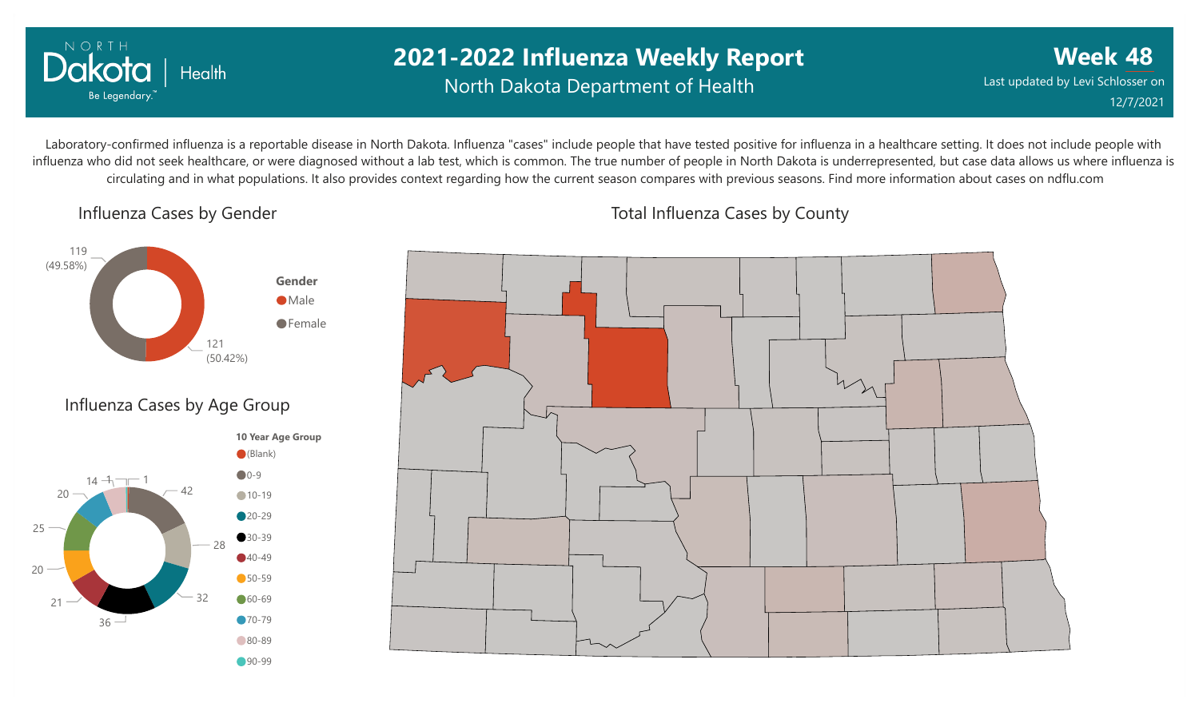# 2021-2022 Influenza Weekly Report

North Dakota Department of Health

**Week 48**

Last updated by Levi Schlosser on 12/7/2021

Laboratory-confirmed influenza is a reportable disease in North Dakota. Influenza "cases" include people that have tested positive for influenza in a healthcare setting. It does not include people with influenza who did not seek healthcare, or were diagnosed without a lab test, which is common. The true number of people in North Dakota is underrepresented, but case data allows us where influenza is circulating and in what populations. It also provides context regarding how the current season compares with previous seasons. Find more information about cases on ndflu.com

## Influenza Cases by Gender

| Gender | Cases | Percent |
| --- | --- | --- |
| Male | 121 | 50.42% |
| Female | 119 | 49.58% |

## Influenza Cases by Age Group

| 10 Year Age Group | Cases |
| --- | --- |
| (Blank) | |
| 0-9 | 42 |
| 10-19 | 28 |
| 20-29 | 32 |
| 30-39 | 36 |
| 40-49 | 21 |
| 50-59 | 20 |
| 60-69 | 25 |
| 70-79 | 20 |
| 80-89 | 14 |
| 90-99 | 1 |

## Total Influenza Cases by County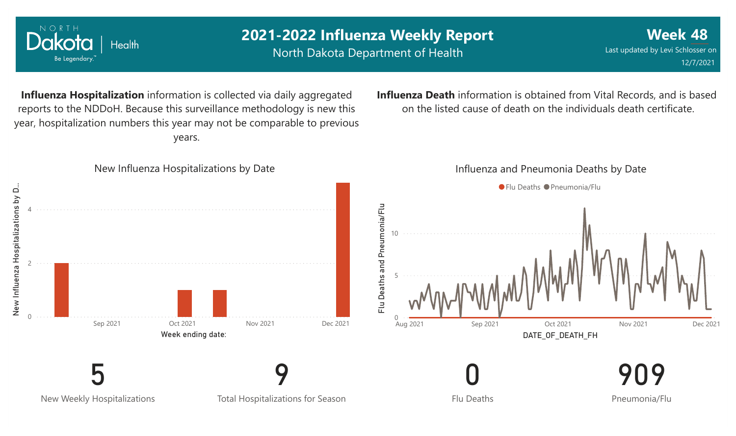# 2021-2022 Influenza Weekly Report

North Dakota Department of Health

**Week 48**

Last updated by Levi Schlosser on 12/7/2021

**Influenza Hospitalization** information is collected via daily aggregated reports to the NDDoH. Because this surveillance methodology is new this year, hospitalization numbers this year may not be comparable to previous years.

**Influenza Death** information is obtained from Vital Records, and is based on the listed cause of death on the individuals death certificate.

New Influenza Hospitalizations by Date

Influenza and Pneumonia Deaths by Date

| 5 | 9 | 0 | 909 |
|---|---|---|---|
| New Weekly Hospitalizations | Total Hospitalizations for Season | Flu Deaths | Pneumonia/Flu |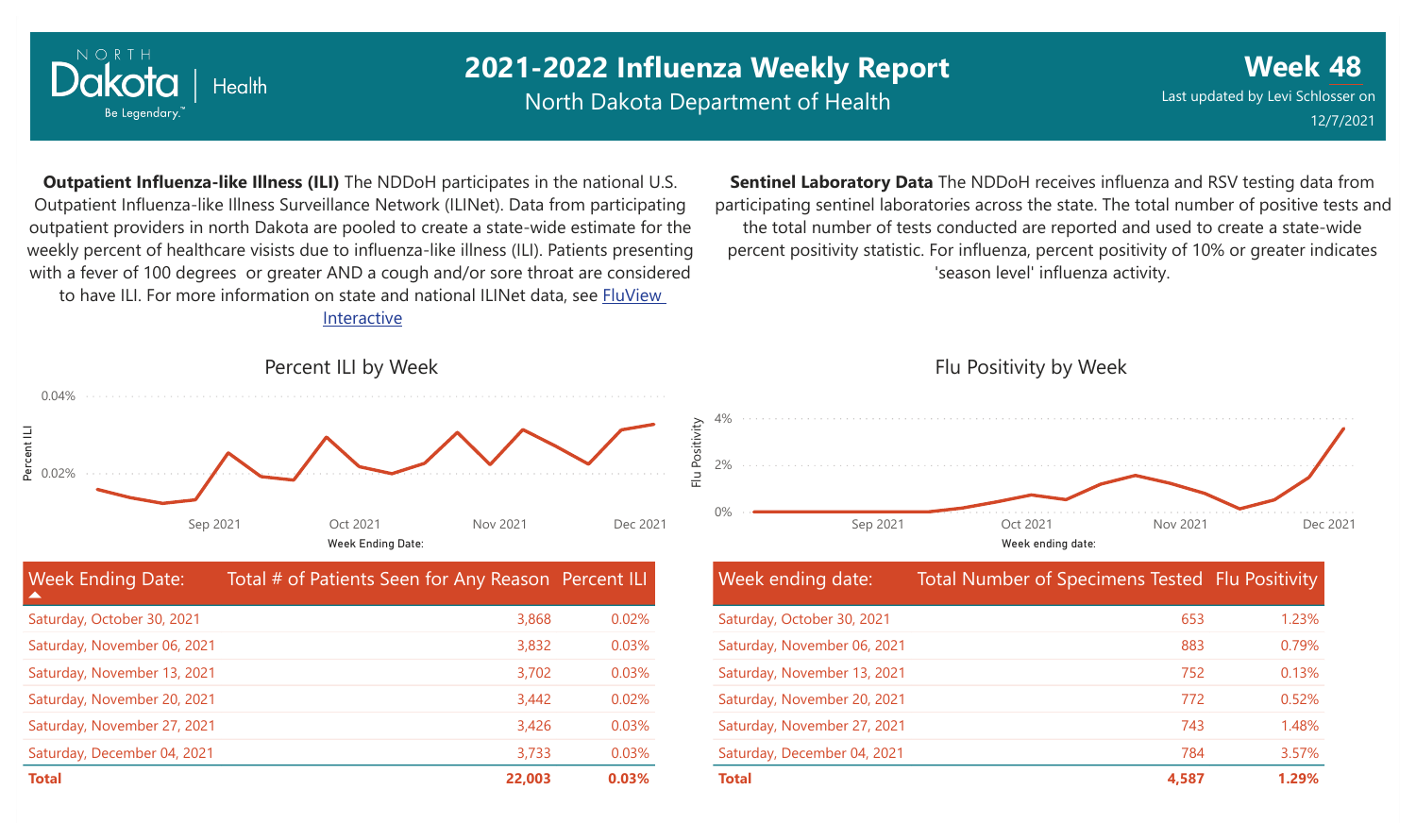# 2021-2022 Influenza Weekly Report

North Dakota Department of Health

**Week 48**

Last updated by Levi Schlosser on 12/7/2021

**Outpatient Influenza-like Illness (ILI)** The NDDoH participates in the national U.S. Outpatient Influenza-like Illness Surveillance Network (ILINet). Data from participating outpatient providers in north Dakota are pooled to create a state-wide estimate for the weekly percent of healthcare visists due to influenza-like illness (ILI). Patients presenting with a fever of 100 degrees or greater AND a cough and/or sore throat are considered to have ILI. For more information on state and national ILINet data, see FluView Interactive

### Percent ILI by Week

| Week Ending Date: | Total # of Patients Seen for Any Reason | Percent ILI |
|---|---|---|
| Saturday, October 30, 2021 | 3,868 | 0.02% |
| Saturday, November 06, 2021 | 3,832 | 0.03% |
| Saturday, November 13, 2021 | 3,702 | 0.03% |
| Saturday, November 20, 2021 | 3,442 | 0.02% |
| Saturday, November 27, 2021 | 3,426 | 0.03% |
| Saturday, December 04, 2021 | 3,733 | 0.03% |
| **Total** | **22,003** | **0.03%** |

**Sentinel Laboratory Data** The NDDoH receives influenza and RSV testing data from participating sentinel laboratories across the state. The total number of positive tests and the total number of tests conducted are reported and used to create a state-wide percent positivity statistic. For influenza, percent positivity of 10% or greater indicates 'season level' influenza activity.

### Flu Positivity by Week

| Week ending date: | Total Number of Specimens Tested | Flu Positivity |
|---|---|---|
| Saturday, October 30, 2021 | 653 | 1.23% |
| Saturday, November 06, 2021 | 883 | 0.79% |
| Saturday, November 13, 2021 | 752 | 0.13% |
| Saturday, November 20, 2021 | 772 | 0.52% |
| Saturday, November 27, 2021 | 743 | 1.48% |
| Saturday, December 04, 2021 | 784 | 3.57% |
| **Total** | **4,587** | **1.29%** |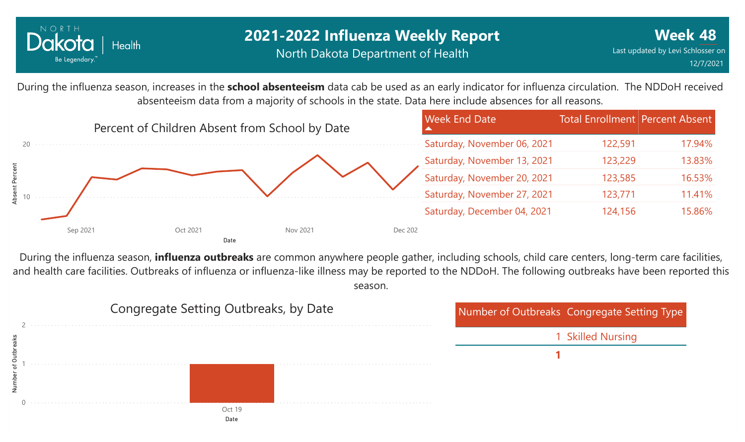# 2021-2022 Influenza Weekly Report

North Dakota Department of Health

**Week 48**

Last updated by Levi Schlosser on 12/7/2021

During the influenza season, increases in the **school absenteeism** data cab be used as an early indicator for influenza circulation. The NDDoH received absenteeism data from a majority of schools in the state. Data here include absences for all reasons.

Percent of Children Absent from School by Date

| Week End Date | Total Enrollment | Percent Absent |
| --- | --- | --- |
| Saturday, November 06, 2021 | 122,591 | 17.94% |
| Saturday, November 13, 2021 | 123,229 | 13.83% |
| Saturday, November 20, 2021 | 123,585 | 16.53% |
| Saturday, November 27, 2021 | 123,771 | 11.41% |
| Saturday, December 04, 2021 | 124,156 | 15.86% |

During the influenza season, **influenza outbreaks** are common anywhere people gather, including schools, child care centers, long-term care facilities, and health care facilities. Outbreaks of influenza or influenza-like illness may be reported to the NDDoH. The following outbreaks have been reported this season.

Congregate Setting Outbreaks, by Date

| Number of Outbreaks | Congregate Setting Type |
| --- | --- |
| 1 | Skilled Nursing |
| **1** | |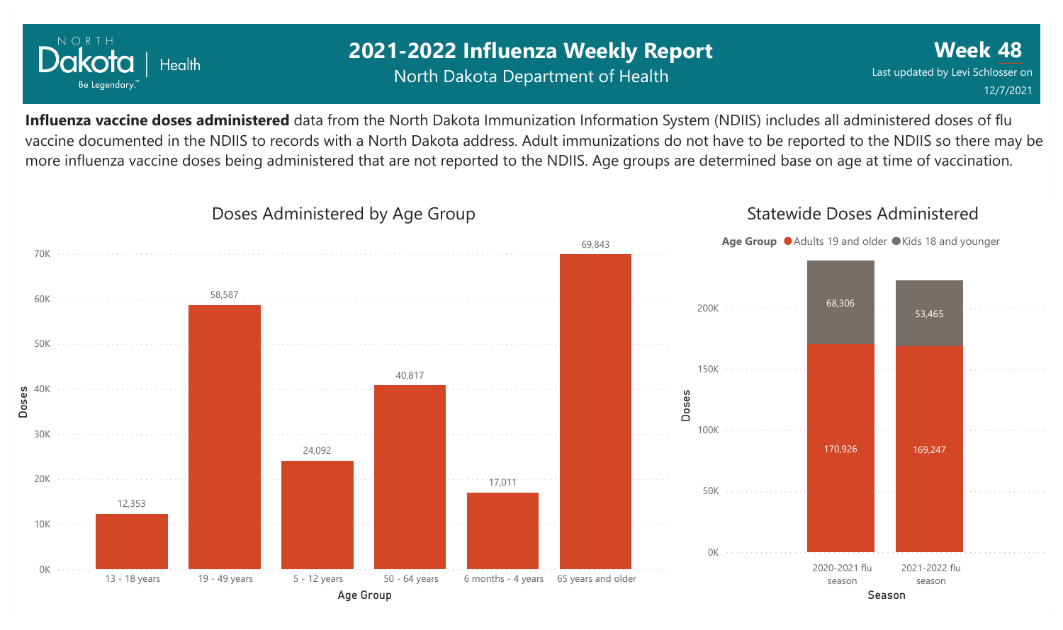# 2021-2022 Influenza Weekly Report

North Dakota Department of Health

**Week 48**

Last updated by Levi Schlosser on 12/7/2021

**Influenza vaccine doses administered** data from the North Dakota Immunization Information System (NDIIS) includes all administered doses of flu vaccine documented in the NDIIS to records with a North Dakota address. Adult immunizations do not have to be reported to the NDIIS so there may be more influenza vaccine doses being administered that are not reported to the NDIIS. Age groups are determined base on age at time of vaccination.

## Doses Administered by Age Group

| Age Group | Doses |
|---|---|
| 13 - 18 years | 12,353 |
| 19 - 49 years | 58,587 |
| 5 - 12 years | 24,092 |
| 50 - 64 years | 40,817 |
| 6 months - 4 years | 17,011 |
| 65 years and older | 69,843 |

## Statewide Doses Administered

| Season | Adults 19 and older | Kids 18 and younger |
|---|---|---|
| 2020-2021 flu season | 170,926 | 68,306 |
| 2021-2022 flu season | 169,247 | 53,465 |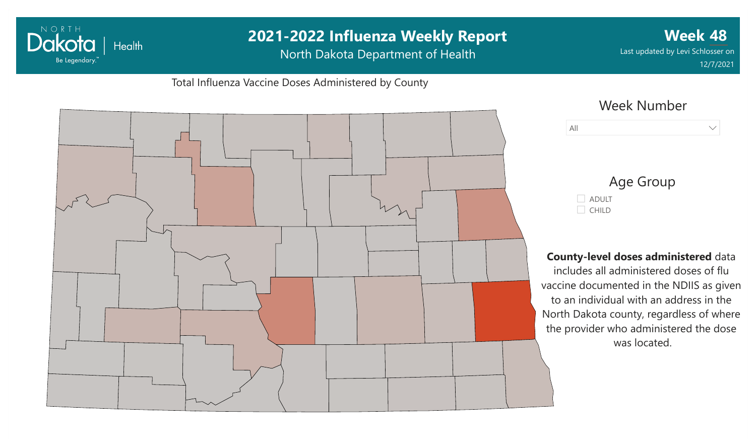# 2021-2022 Influenza Weekly Report

North Dakota Department of Health

**Week 48**

Last updated by Levi Schlosser on 12/7/2021

Total Influenza Vaccine Doses Administered by County

Week Number

All

Age Group

- ADULT
- CHILD

**County-level doses administered** data includes all administered doses of flu vaccine documented in the NDIIS as given to an individual with an address in the North Dakota county, regardless of where the provider who administered the dose was located.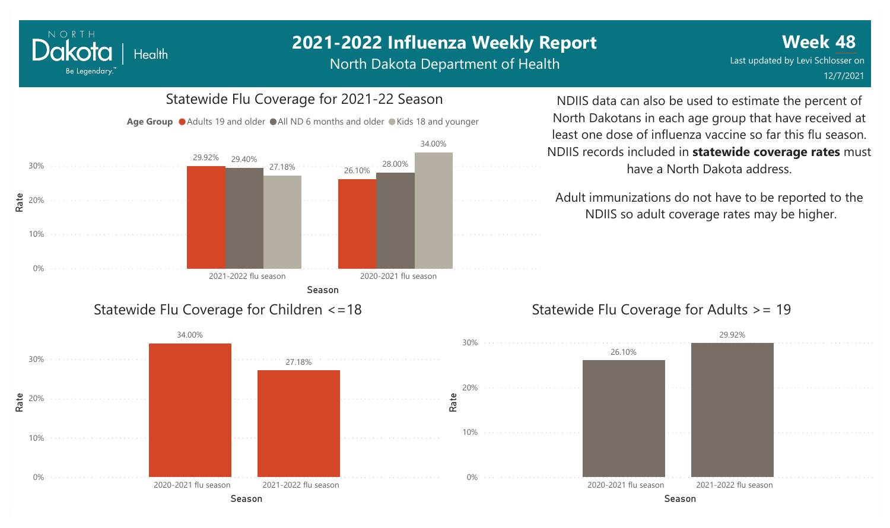# 2021-2022 Influenza Weekly Report

North Dakota Department of Health

**Week 48**

Last updated by Levi Schlosser on 12/7/2021

## Statewide Flu Coverage for 2021-22 Season

Age Group: Adults 19 and older, All ND 6 months and older, Kids 18 and younger

| Season | Adults 19 and older | All ND 6 months and older | Kids 18 and younger |
| --- | --- | --- | --- |
| 2021-2022 flu season | 29.92% | 29.40% | 27.18% |
| 2020-2021 flu season | 26.10% | 28.00% | 34.00% |

NDIIS data can also be used to estimate the percent of North Dakotans in each age group that have received at least one dose of influenza vaccine so far this flu season. NDIIS records included in **statewide coverage rates** must have a North Dakota address.

Adult immunizations do not have to be reported to the NDIIS so adult coverage rates may be higher.

## Statewide Flu Coverage for Children <=18

| Season | Rate |
| --- | --- |
| 2020-2021 flu season | 34.00% |
| 2021-2022 flu season | 27.18% |

## Statewide Flu Coverage for Adults >= 19

| Season | Rate |
| --- | --- |
| 2020-2021 flu season | 26.10% |
| 2021-2022 flu season | 29.92% |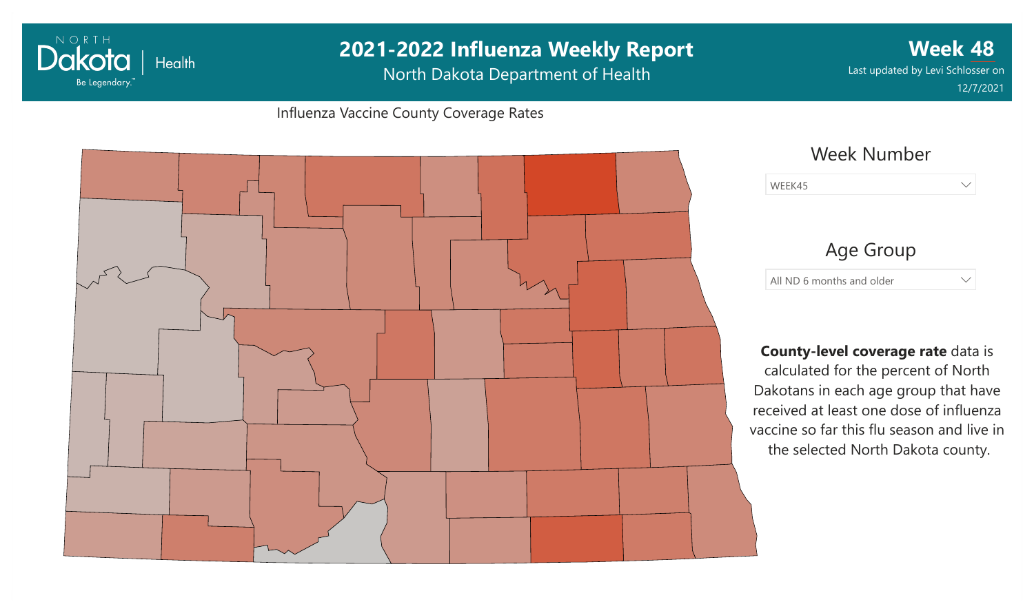# 2021-2022 Influenza Weekly Report

North Dakota Department of Health

**Week 48**

Last updated by Levi Schlosser on 12/7/2021

Influenza Vaccine County Coverage Rates

Week Number

WEEK45

Age Group

All ND 6 months and older

**County-level coverage rate** data is calculated for the percent of North Dakotans in each age group that have received at least one dose of influenza vaccine so far this flu season and live in the selected North Dakota county.